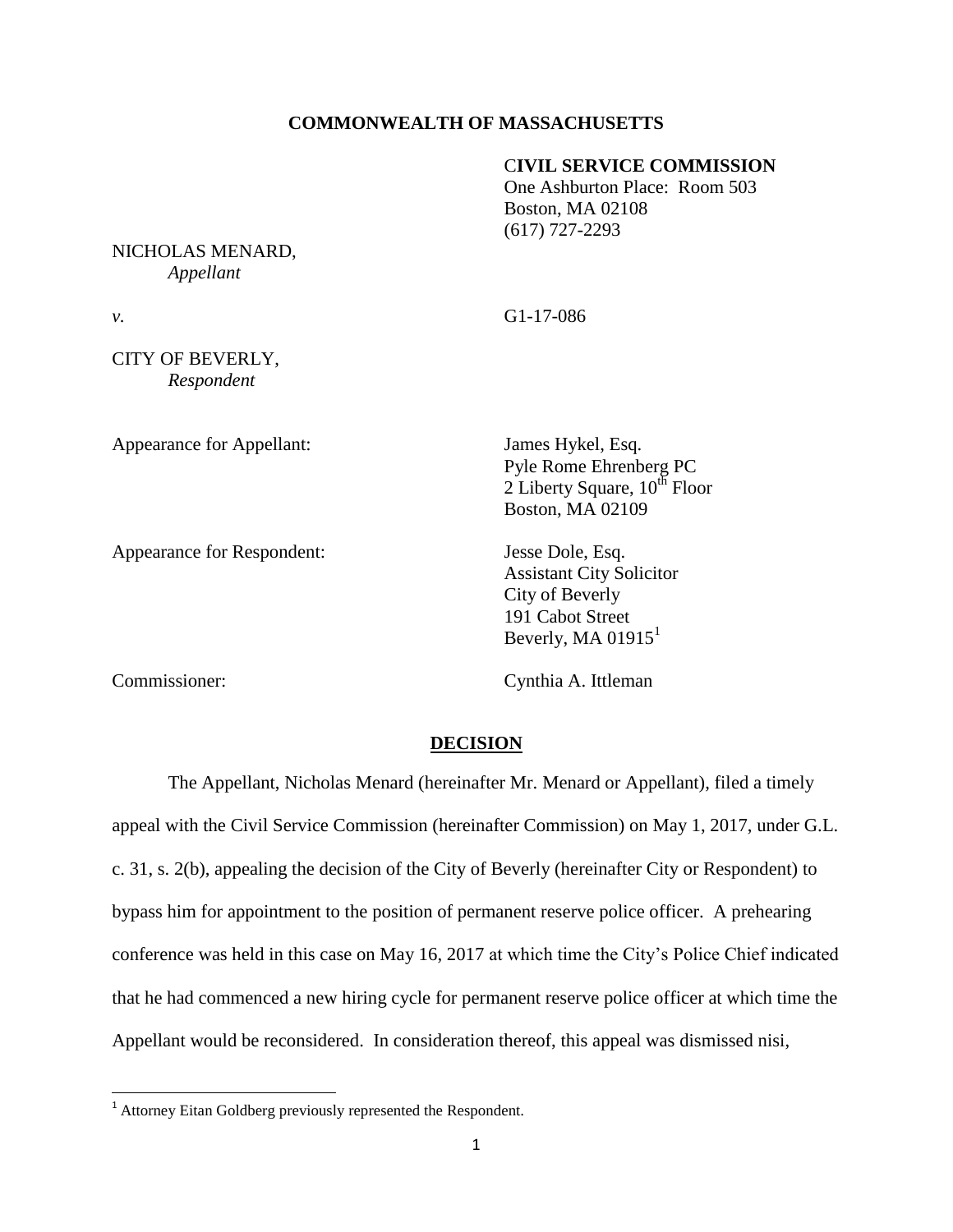**COMMONWEALTH OF MASSACHUSETTS**

**CIVIL SERVICE COMMISSION**
One Ashburton Place: Room 503
Boston, MA 02108
(617) 727-2293

NICHOLAS MENARD,
*Appellant*

*v.* G1-17-086

CITY OF BEVERLY,
*Respondent*

Appearance for Appellant: James Hykel, Esq.
Pyle Rome Ehrenberg PC
2 Liberty Square, 10th Floor
Boston, MA 02109

Appearance for Respondent: Jesse Dole, Esq.
Assistant City Solicitor
City of Beverly
191 Cabot Street
Beverly, MA 01915[1]

Commissioner: Cynthia A. Ittleman

## DECISION

The Appellant, Nicholas Menard (hereinafter Mr. Menard or Appellant), filed a timely appeal with the Civil Service Commission (hereinafter Commission) on May 1, 2017, under G.L. c. 31, s. 2(b), appealing the decision of the City of Beverly (hereinafter City or Respondent) to bypass him for appointment to the position of permanent reserve police officer. A prehearing conference was held in this case on May 16, 2017 at which time the City's Police Chief indicated that he had commenced a new hiring cycle for permanent reserve police officer at which time the Appellant would be reconsidered. In consideration thereof, this appeal was dismissed nisi,

[1] Attorney Eitan Goldberg previously represented the Respondent.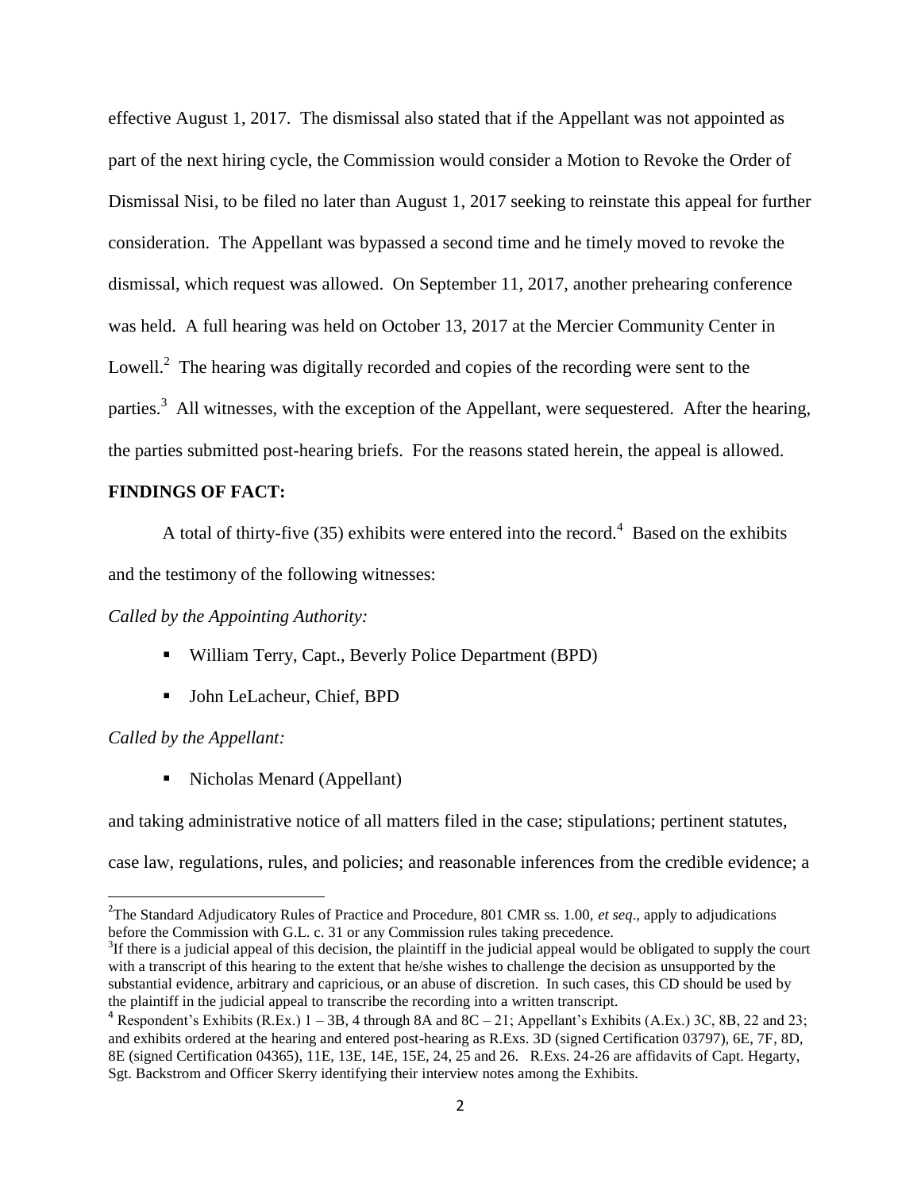effective August 1, 2017. The dismissal also stated that if the Appellant was not appointed as part of the next hiring cycle, the Commission would consider a Motion to Revoke the Order of Dismissal Nisi, to be filed no later than August 1, 2017 seeking to reinstate this appeal for further consideration. The Appellant was bypassed a second time and he timely moved to revoke the dismissal, which request was allowed. On September 11, 2017, another prehearing conference was held. A full hearing was held on October 13, 2017 at the Mercier Community Center in Lowell.[2] The hearing was digitally recorded and copies of the recording were sent to the parties.[3] All witnesses, with the exception of the Appellant, were sequestered. After the hearing, the parties submitted post-hearing briefs. For the reasons stated herein, the appeal is allowed.

**FINDINGS OF FACT:**

A total of thirty-five (35) exhibits were entered into the record.[4] Based on the exhibits and the testimony of the following witnesses:

*Called by the Appointing Authority:*

- William Terry, Capt., Beverly Police Department (BPD)
- John LeLacheur, Chief, BPD

*Called by the Appellant:*

- Nicholas Menard (Appellant)

and taking administrative notice of all matters filed in the case; stipulations; pertinent statutes, case law, regulations, rules, and policies; and reasonable inferences from the credible evidence; a

---

[2] The Standard Adjudicatory Rules of Practice and Procedure, 801 CMR ss. 1.00, *et seq*., apply to adjudications before the Commission with G.L. c. 31 or any Commission rules taking precedence.

[3] If there is a judicial appeal of this decision, the plaintiff in the judicial appeal would be obligated to supply the court with a transcript of this hearing to the extent that he/she wishes to challenge the decision as unsupported by the substantial evidence, arbitrary and capricious, or an abuse of discretion. In such cases, this CD should be used by the plaintiff in the judicial appeal to transcribe the recording into a written transcript.

[4] Respondent's Exhibits (R.Ex.) 1 – 3B, 4 through 8A and 8C – 21; Appellant's Exhibits (A.Ex.) 3C, 8B, 22 and 23; and exhibits ordered at the hearing and entered post-hearing as R.Exs. 3D (signed Certification 03797), 6E, 7F, 8D, 8E (signed Certification 04365), 11E, 13E, 14E, 15E, 24, 25 and 26. R.Exs. 24-26 are affidavits of Capt. Hegarty, Sgt. Backstrom and Officer Skerry identifying their interview notes among the Exhibits.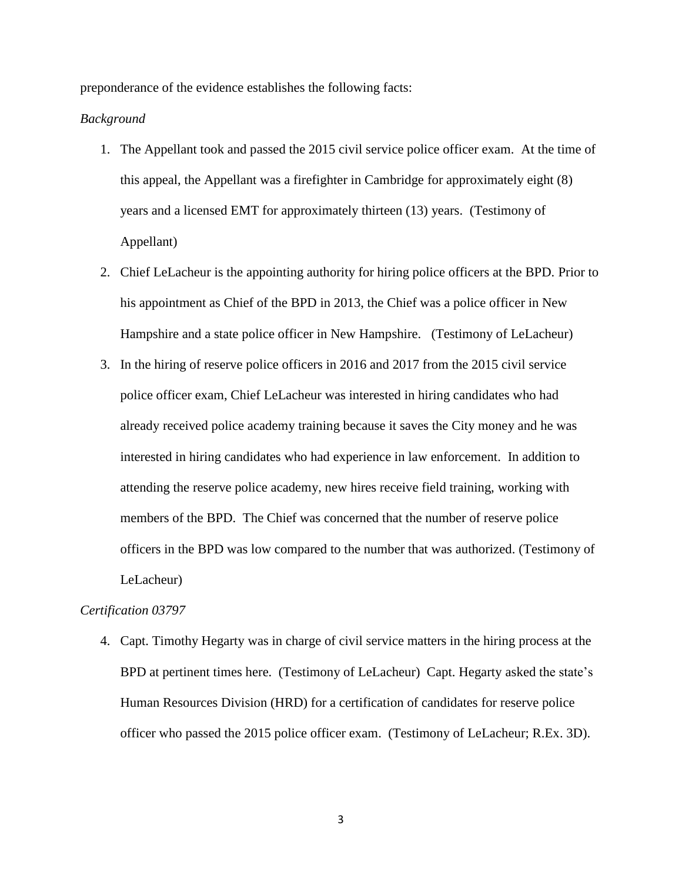preponderance of the evidence establishes the following facts:

*Background*

1. The Appellant took and passed the 2015 civil service police officer exam. At the time of this appeal, the Appellant was a firefighter in Cambridge for approximately eight (8) years and a licensed EMT for approximately thirteen (13) years. (Testimony of Appellant)
2. Chief LeLacheur is the appointing authority for hiring police officers at the BPD. Prior to his appointment as Chief of the BPD in 2013, the Chief was a police officer in New Hampshire and a state police officer in New Hampshire. (Testimony of LeLacheur)
3. In the hiring of reserve police officers in 2016 and 2017 from the 2015 civil service police officer exam, Chief LeLacheur was interested in hiring candidates who had already received police academy training because it saves the City money and he was interested in hiring candidates who had experience in law enforcement. In addition to attending the reserve police academy, new hires receive field training, working with members of the BPD. The Chief was concerned that the number of reserve police officers in the BPD was low compared to the number that was authorized. (Testimony of LeLacheur)

*Certification 03797*

4. Capt. Timothy Hegarty was in charge of civil service matters in the hiring process at the BPD at pertinent times here. (Testimony of LeLacheur) Capt. Hegarty asked the state's Human Resources Division (HRD) for a certification of candidates for reserve police officer who passed the 2015 police officer exam. (Testimony of LeLacheur; R.Ex. 3D).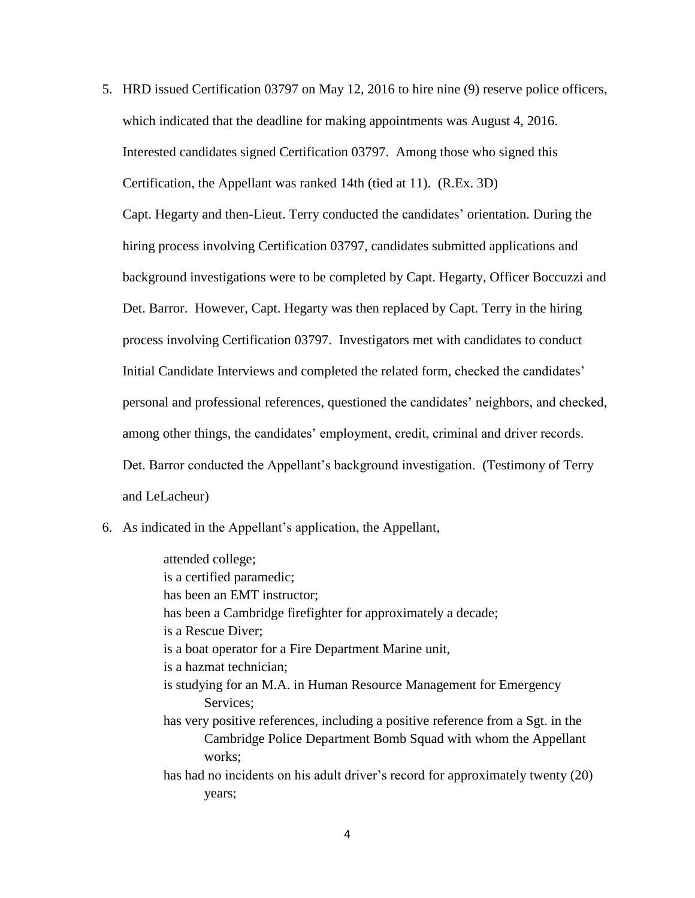5. HRD issued Certification 03797 on May 12, 2016 to hire nine (9) reserve police officers, which indicated that the deadline for making appointments was August 4, 2016. Interested candidates signed Certification 03797. Among those who signed this Certification, the Appellant was ranked 14th (tied at 11). (R.Ex. 3D)

   Capt. Hegarty and then-Lieut. Terry conducted the candidates' orientation. During the hiring process involving Certification 03797, candidates submitted applications and background investigations were to be completed by Capt. Hegarty, Officer Boccuzzi and Det. Barror. However, Capt. Hegarty was then replaced by Capt. Terry in the hiring process involving Certification 03797. Investigators met with candidates to conduct Initial Candidate Interviews and completed the related form, checked the candidates' personal and professional references, questioned the candidates' neighbors, and checked, among other things, the candidates' employment, credit, criminal and driver records. Det. Barror conducted the Appellant's background investigation. (Testimony of Terry and LeLacheur)

6. As indicated in the Appellant's application, the Appellant,

   > attended college;
   > is a certified paramedic;
   > has been an EMT instructor;
   > has been a Cambridge firefighter for approximately a decade;
   > is a Rescue Diver;
   > is a boat operator for a Fire Department Marine unit,
   > is a hazmat technician;
   > is studying for an M.A. in Human Resource Management for Emergency Services;
   > has very positive references, including a positive reference from a Sgt. in the Cambridge Police Department Bomb Squad with whom the Appellant works;
   > has had no incidents on his adult driver's record for approximately twenty (20) years;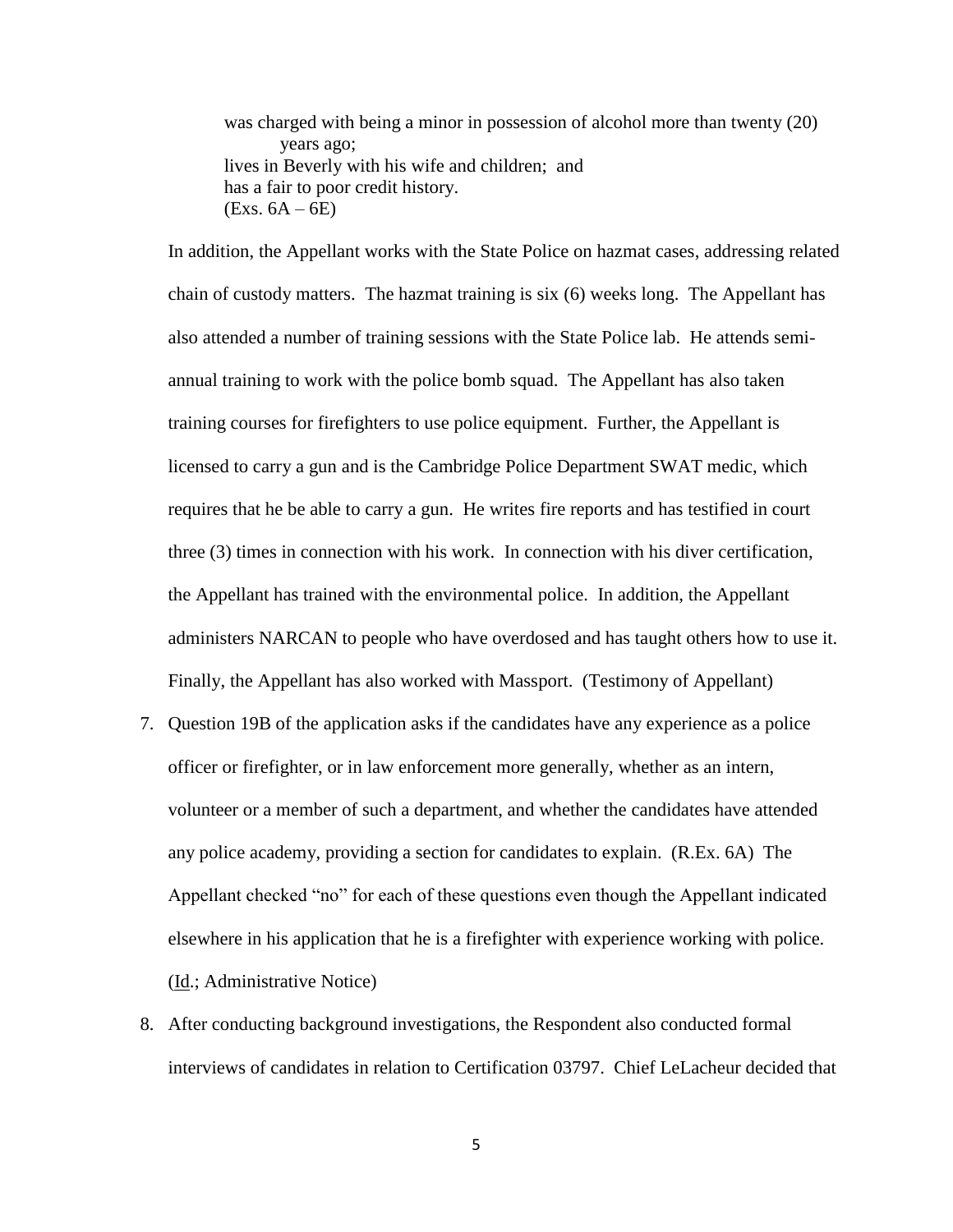was charged with being a minor in possession of alcohol more than twenty (20) years ago;
lives in Beverly with his wife and children; and
has a fair to poor credit history.
(Exs. 6A – 6E)

In addition, the Appellant works with the State Police on hazmat cases, addressing related chain of custody matters. The hazmat training is six (6) weeks long. The Appellant has also attended a number of training sessions with the State Police lab. He attends semi-annual training to work with the police bomb squad. The Appellant has also taken training courses for firefighters to use police equipment. Further, the Appellant is licensed to carry a gun and is the Cambridge Police Department SWAT medic, which requires that he be able to carry a gun. He writes fire reports and has testified in court three (3) times in connection with his work. In connection with his diver certification, the Appellant has trained with the environmental police. In addition, the Appellant administers NARCAN to people who have overdosed and has taught others how to use it. Finally, the Appellant has also worked with Massport. (Testimony of Appellant)

7. Question 19B of the application asks if the candidates have any experience as a police officer or firefighter, or in law enforcement more generally, whether as an intern, volunteer or a member of such a department, and whether the candidates have attended any police academy, providing a section for candidates to explain. (R.Ex. 6A) The Appellant checked "no" for each of these questions even though the Appellant indicated elsewhere in his application that he is a firefighter with experience working with police. (Id.; Administrative Notice)

8. After conducting background investigations, the Respondent also conducted formal interviews of candidates in relation to Certification 03797. Chief LeLacheur decided that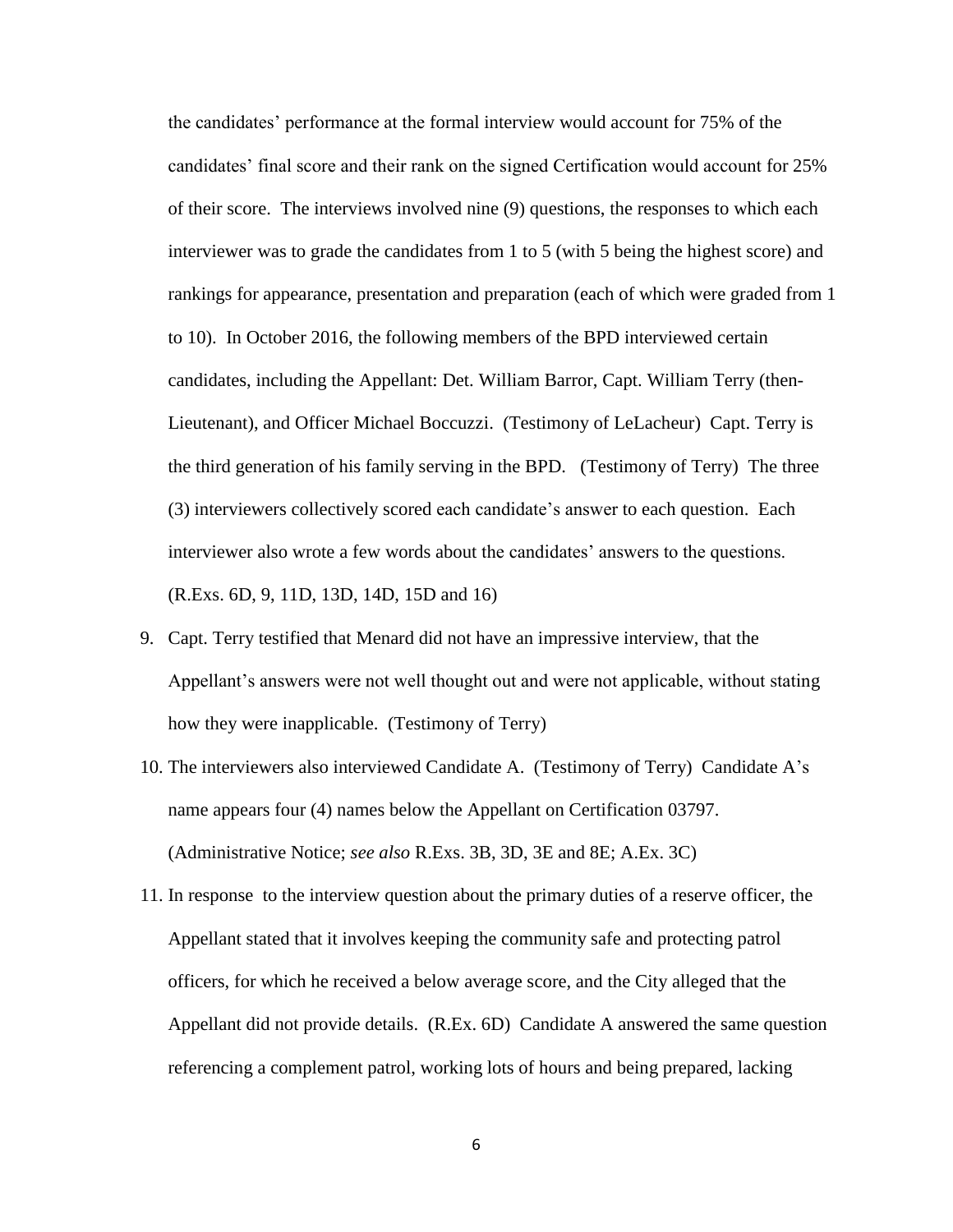the candidates' performance at the formal interview would account for 75% of the candidates' final score and their rank on the signed Certification would account for 25% of their score. The interviews involved nine (9) questions, the responses to which each interviewer was to grade the candidates from 1 to 5 (with 5 being the highest score) and rankings for appearance, presentation and preparation (each of which were graded from 1 to 10). In October 2016, the following members of the BPD interviewed certain candidates, including the Appellant: Det. William Barror, Capt. William Terry (then-Lieutenant), and Officer Michael Boccuzzi. (Testimony of LeLacheur) Capt. Terry is the third generation of his family serving in the BPD. (Testimony of Terry) The three (3) interviewers collectively scored each candidate's answer to each question. Each interviewer also wrote a few words about the candidates' answers to the questions. (R.Exs. 6D, 9, 11D, 13D, 14D, 15D and 16)

9. Capt. Terry testified that Menard did not have an impressive interview, that the Appellant's answers were not well thought out and were not applicable, without stating how they were inapplicable. (Testimony of Terry)
10. The interviewers also interviewed Candidate A. (Testimony of Terry) Candidate A's name appears four (4) names below the Appellant on Certification 03797. (Administrative Notice; *see also* R.Exs. 3B, 3D, 3E and 8E; A.Ex. 3C)
11. In response to the interview question about the primary duties of a reserve officer, the Appellant stated that it involves keeping the community safe and protecting patrol officers, for which he received a below average score, and the City alleged that the Appellant did not provide details. (R.Ex. 6D) Candidate A answered the same question referencing a complement patrol, working lots of hours and being prepared, lacking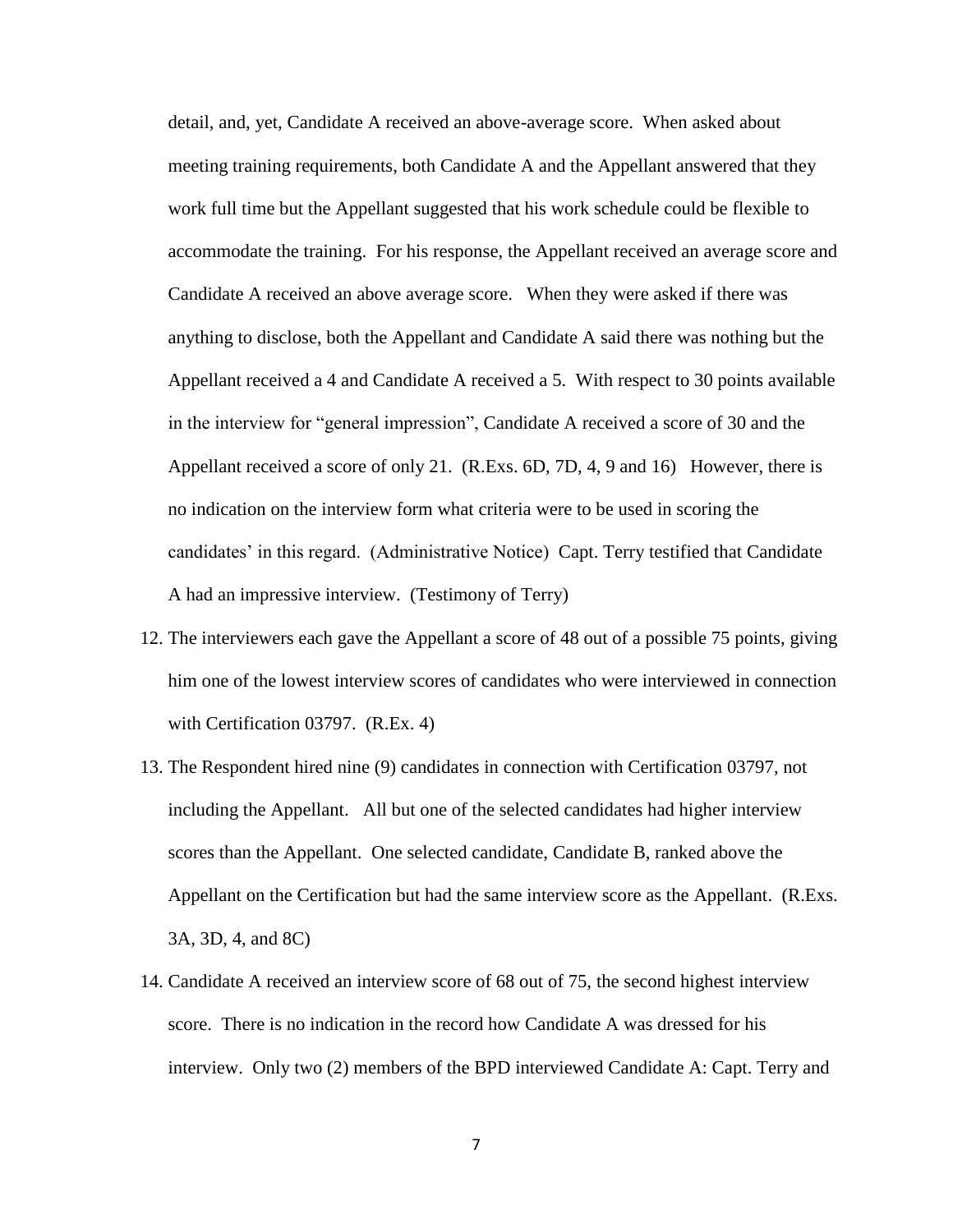detail, and, yet, Candidate A received an above-average score. When asked about meeting training requirements, both Candidate A and the Appellant answered that they work full time but the Appellant suggested that his work schedule could be flexible to accommodate the training. For his response, the Appellant received an average score and Candidate A received an above average score. When they were asked if there was anything to disclose, both the Appellant and Candidate A said there was nothing but the Appellant received a 4 and Candidate A received a 5. With respect to 30 points available in the interview for "general impression", Candidate A received a score of 30 and the Appellant received a score of only 21. (R.Exs. 6D, 7D, 4, 9 and 16) However, there is no indication on the interview form what criteria were to be used in scoring the candidates' in this regard. (Administrative Notice) Capt. Terry testified that Candidate A had an impressive interview. (Testimony of Terry)

12. The interviewers each gave the Appellant a score of 48 out of a possible 75 points, giving him one of the lowest interview scores of candidates who were interviewed in connection with Certification 03797. (R.Ex. 4)

13. The Respondent hired nine (9) candidates in connection with Certification 03797, not including the Appellant. All but one of the selected candidates had higher interview scores than the Appellant. One selected candidate, Candidate B, ranked above the Appellant on the Certification but had the same interview score as the Appellant. (R.Exs. 3A, 3D, 4, and 8C)

14. Candidate A received an interview score of 68 out of 75, the second highest interview score. There is no indication in the record how Candidate A was dressed for his interview. Only two (2) members of the BPD interviewed Candidate A: Capt. Terry and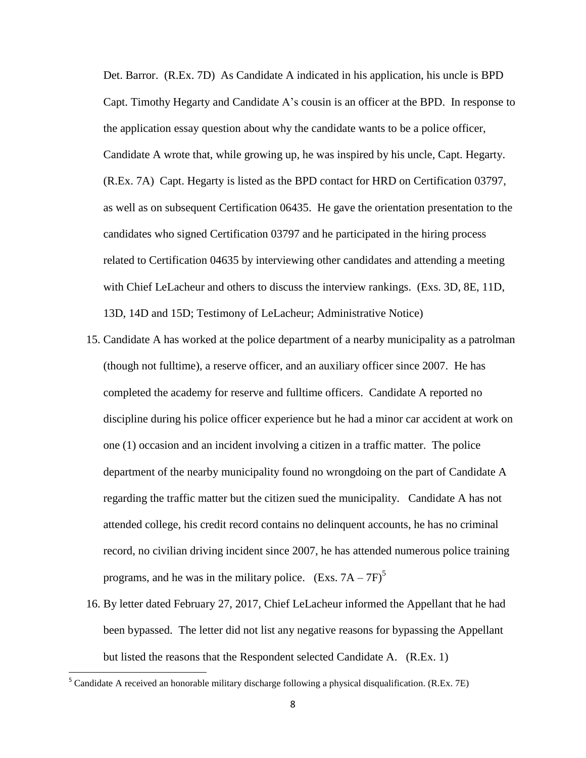Det. Barror. (R.Ex. 7D) As Candidate A indicated in his application, his uncle is BPD Capt. Timothy Hegarty and Candidate A's cousin is an officer at the BPD. In response to the application essay question about why the candidate wants to be a police officer, Candidate A wrote that, while growing up, he was inspired by his uncle, Capt. Hegarty. (R.Ex. 7A) Capt. Hegarty is listed as the BPD contact for HRD on Certification 03797, as well as on subsequent Certification 06435. He gave the orientation presentation to the candidates who signed Certification 03797 and he participated in the hiring process related to Certification 04635 by interviewing other candidates and attending a meeting with Chief LeLacheur and others to discuss the interview rankings. (Exs. 3D, 8E, 11D, 13D, 14D and 15D; Testimony of LeLacheur; Administrative Notice)

15. Candidate A has worked at the police department of a nearby municipality as a patrolman (though not fulltime), a reserve officer, and an auxiliary officer since 2007. He has completed the academy for reserve and fulltime officers. Candidate A reported no discipline during his police officer experience but he had a minor car accident at work on one (1) occasion and an incident involving a citizen in a traffic matter. The police department of the nearby municipality found no wrongdoing on the part of Candidate A regarding the traffic matter but the citizen sued the municipality. Candidate A has not attended college, his credit record contains no delinquent accounts, he has no criminal record, no civilian driving incident since 2007, he has attended numerous police training programs, and he was in the military police. (Exs. 7A – 7F)[5]

16. By letter dated February 27, 2017, Chief LeLacheur informed the Appellant that he had been bypassed. The letter did not list any negative reasons for bypassing the Appellant but listed the reasons that the Respondent selected Candidate A. (R.Ex. 1)

[5] Candidate A received an honorable military discharge following a physical disqualification. (R.Ex. 7E)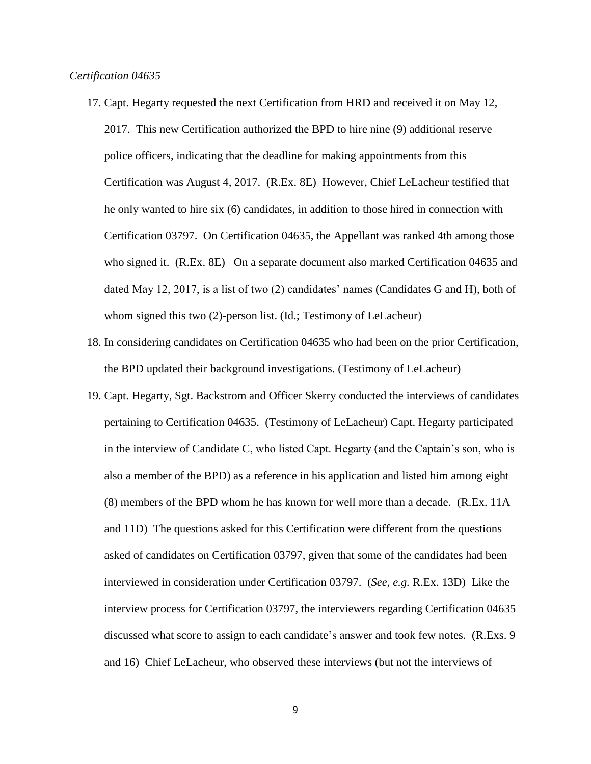*Certification 04635*

17. Capt. Hegarty requested the next Certification from HRD and received it on May 12, 2017. This new Certification authorized the BPD to hire nine (9) additional reserve police officers, indicating that the deadline for making appointments from this Certification was August 4, 2017. (R.Ex. 8E) However, Chief LeLacheur testified that he only wanted to hire six (6) candidates, in addition to those hired in connection with Certification 03797. On Certification 04635, the Appellant was ranked 4th among those who signed it. (R.Ex. 8E) On a separate document also marked Certification 04635 and dated May 12, 2017, is a list of two (2) candidates' names (Candidates G and H), both of whom signed this two (2)-person list. (Id.; Testimony of LeLacheur)
18. In considering candidates on Certification 04635 who had been on the prior Certification, the BPD updated their background investigations. (Testimony of LeLacheur)
19. Capt. Hegarty, Sgt. Backstrom and Officer Skerry conducted the interviews of candidates pertaining to Certification 04635. (Testimony of LeLacheur) Capt. Hegarty participated in the interview of Candidate C, who listed Capt. Hegarty (and the Captain's son, who is also a member of the BPD) as a reference in his application and listed him among eight (8) members of the BPD whom he has known for well more than a decade. (R.Ex. 11A and 11D) The questions asked for this Certification were different from the questions asked of candidates on Certification 03797, given that some of the candidates had been interviewed in consideration under Certification 03797. (*See, e.g.* R.Ex. 13D) Like the interview process for Certification 03797, the interviewers regarding Certification 04635 discussed what score to assign to each candidate's answer and took few notes. (R.Exs. 9 and 16) Chief LeLacheur, who observed these interviews (but not the interviews of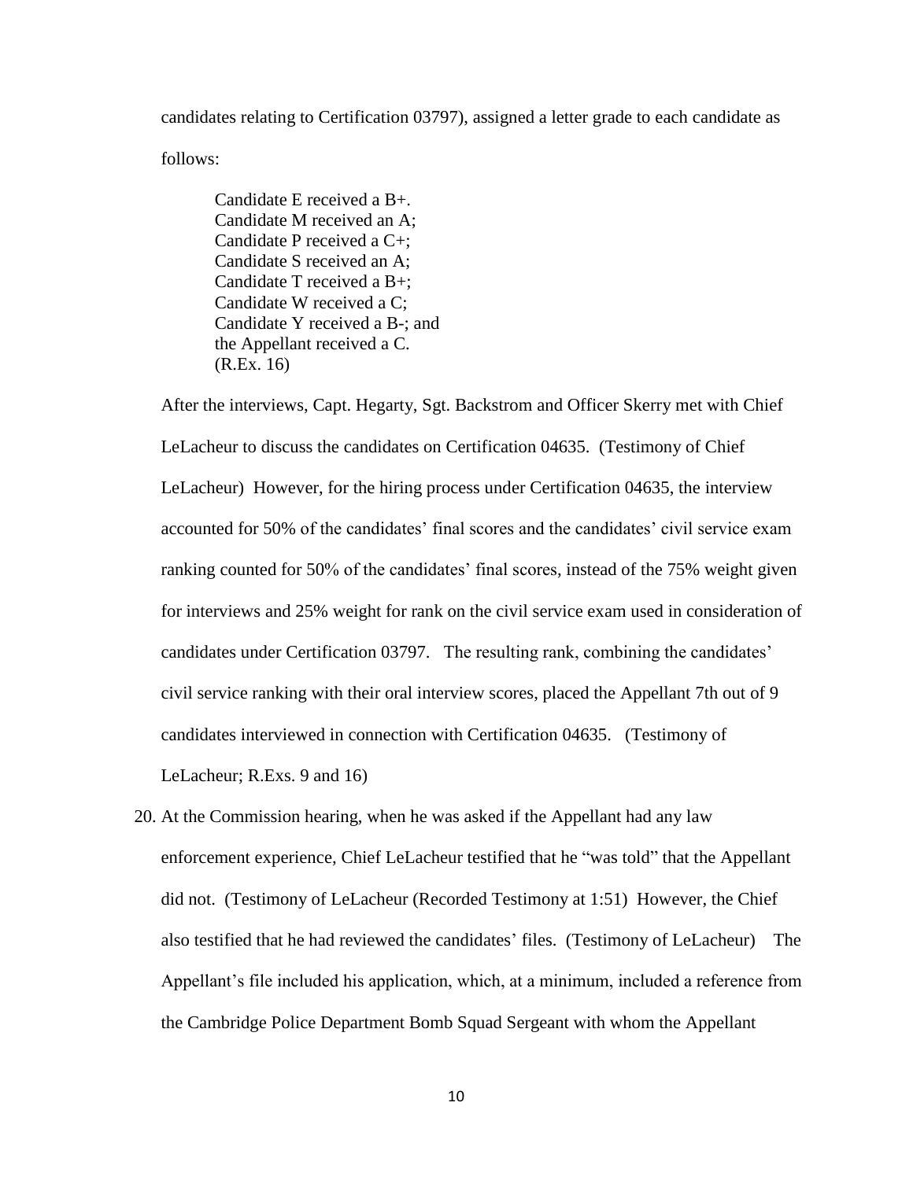candidates relating to Certification 03797), assigned a letter grade to each candidate as follows:

> Candidate E received a B+.
> Candidate M received an A;
> Candidate P received a C+;
> Candidate S received an A;
> Candidate T received a B+;
> Candidate W received a C;
> Candidate Y received a B-; and
> the Appellant received a C.
> (R.Ex. 16)

After the interviews, Capt. Hegarty, Sgt. Backstrom and Officer Skerry met with Chief LeLacheur to discuss the candidates on Certification 04635. (Testimony of Chief LeLacheur) However, for the hiring process under Certification 04635, the interview accounted for 50% of the candidates' final scores and the candidates' civil service exam ranking counted for 50% of the candidates' final scores, instead of the 75% weight given for interviews and 25% weight for rank on the civil service exam used in consideration of candidates under Certification 03797. The resulting rank, combining the candidates' civil service ranking with their oral interview scores, placed the Appellant 7th out of 9 candidates interviewed in connection with Certification 04635. (Testimony of LeLacheur; R.Exs. 9 and 16)

20. At the Commission hearing, when he was asked if the Appellant had any law enforcement experience, Chief LeLacheur testified that he "was told" that the Appellant did not. (Testimony of LeLacheur (Recorded Testimony at 1:51) However, the Chief also testified that he had reviewed the candidates' files. (Testimony of LeLacheur) The Appellant's file included his application, which, at a minimum, included a reference from the Cambridge Police Department Bomb Squad Sergeant with whom the Appellant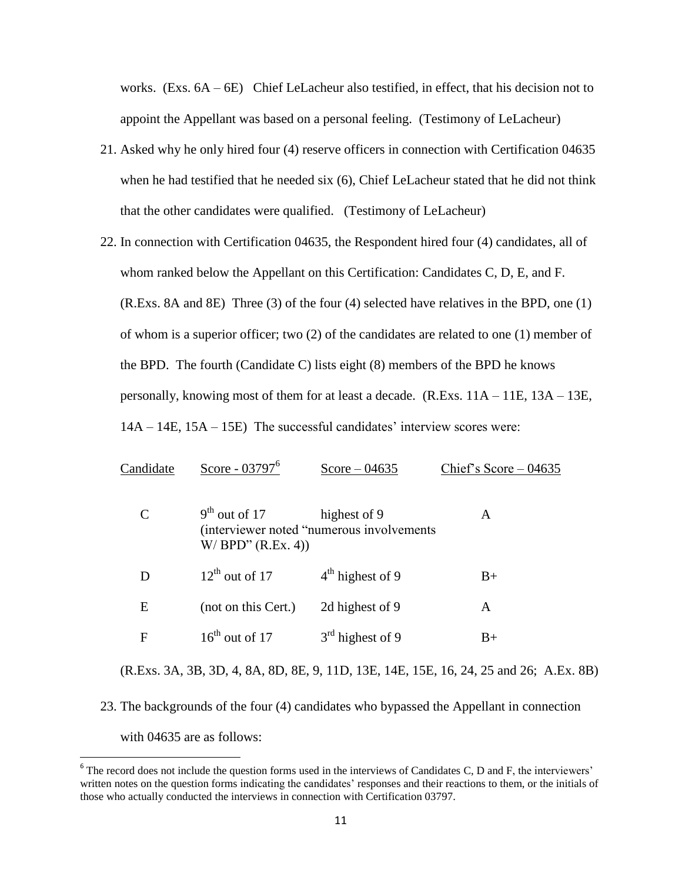works. (Exs. 6A – 6E) Chief LeLacheur also testified, in effect, that his decision not to appoint the Appellant was based on a personal feeling. (Testimony of LeLacheur)

21. Asked why he only hired four (4) reserve officers in connection with Certification 04635 when he had testified that he needed six (6), Chief LeLacheur stated that he did not think that the other candidates were qualified. (Testimony of LeLacheur)

22. In connection with Certification 04635, the Respondent hired four (4) candidates, all of whom ranked below the Appellant on this Certification: Candidates C, D, E, and F. (R.Exs. 8A and 8E) Three (3) of the four (4) selected have relatives in the BPD, one (1) of whom is a superior officer; two (2) of the candidates are related to one (1) member of the BPD. The fourth (Candidate C) lists eight (8) members of the BPD he knows personally, knowing most of them for at least a decade. (R.Exs. 11A – 11E, 13A – 13E, 14A – 14E, 15A – 15E) The successful candidates' interview scores were:

| Candidate | Score - 03797[6] | Score – 04635 | Chief's Score – 04635 |
|---|---|---|---|
| C | 9th out of 17 (interviewer noted "numerous involvements W/ BPD" (R.Ex. 4)) | highest of 9 | A |
| D | 12th out of 17 | 4th highest of 9 | B+ |
| E | (not on this Cert.) | 2d highest of 9 | A |
| F | 16th out of 17 | 3rd highest of 9 | B+ |

(R.Exs. 3A, 3B, 3D, 4, 8A, 8D, 8E, 9, 11D, 13E, 14E, 15E, 16, 24, 25 and 26; A.Ex. 8B)

23. The backgrounds of the four (4) candidates who bypassed the Appellant in connection with 04635 are as follows:

[6] The record does not include the question forms used in the interviews of Candidates C, D and F, the interviewers' written notes on the question forms indicating the candidates' responses and their reactions to them, or the initials of those who actually conducted the interviews in connection with Certification 03797.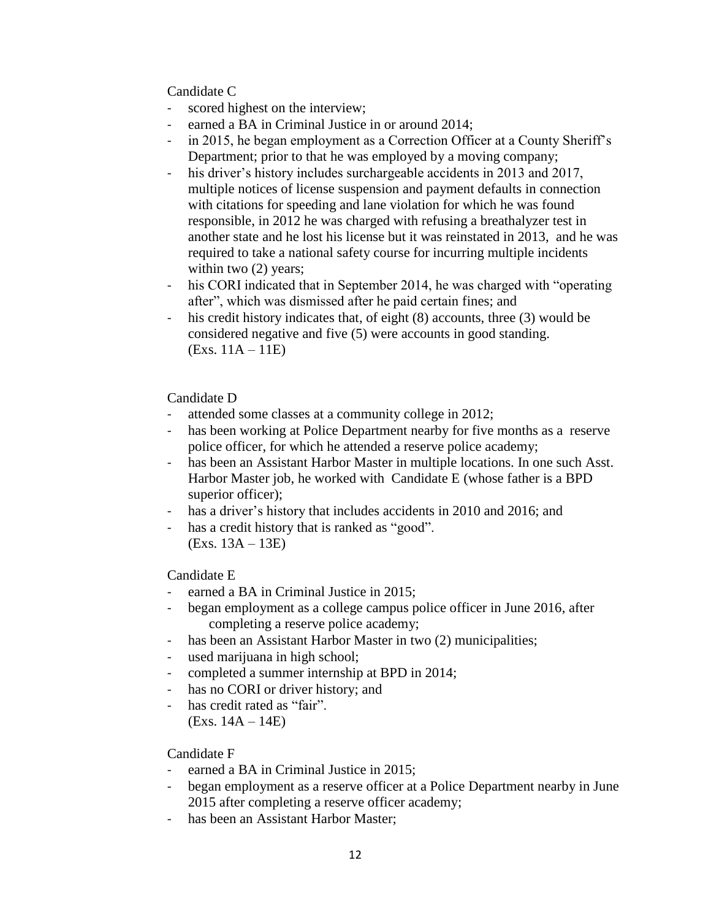Candidate C

- scored highest on the interview;
- earned a BA in Criminal Justice in or around 2014;
- in 2015, he began employment as a Correction Officer at a County Sheriff's Department; prior to that he was employed by a moving company;
- his driver's history includes surchargeable accidents in 2013 and 2017, multiple notices of license suspension and payment defaults in connection with citations for speeding and lane violation for which he was found responsible, in 2012 he was charged with refusing a breathalyzer test in another state and he lost his license but it was reinstated in 2013, and he was required to take a national safety course for incurring multiple incidents within two (2) years;
- his CORI indicated that in September 2014, he was charged with "operating after", which was dismissed after he paid certain fines; and
- his credit history indicates that, of eight (8) accounts, three (3) would be considered negative and five (5) were accounts in good standing. (Exs. 11A – 11E)

Candidate D

- attended some classes at a community college in 2012;
- has been working at Police Department nearby for five months as a reserve police officer, for which he attended a reserve police academy;
- has been an Assistant Harbor Master in multiple locations. In one such Asst. Harbor Master job, he worked with Candidate E (whose father is a BPD superior officer);
- has a driver's history that includes accidents in 2010 and 2016; and
- has a credit history that is ranked as "good". (Exs. 13A – 13E)

Candidate E

- earned a BA in Criminal Justice in 2015;
- began employment as a college campus police officer in June 2016, after completing a reserve police academy;
- has been an Assistant Harbor Master in two (2) municipalities;
- used marijuana in high school;
- completed a summer internship at BPD in 2014;
- has no CORI or driver history; and
- has credit rated as "fair". (Exs. 14A – 14E)

Candidate F

- earned a BA in Criminal Justice in 2015;
- began employment as a reserve officer at a Police Department nearby in June 2015 after completing a reserve officer academy;
- has been an Assistant Harbor Master;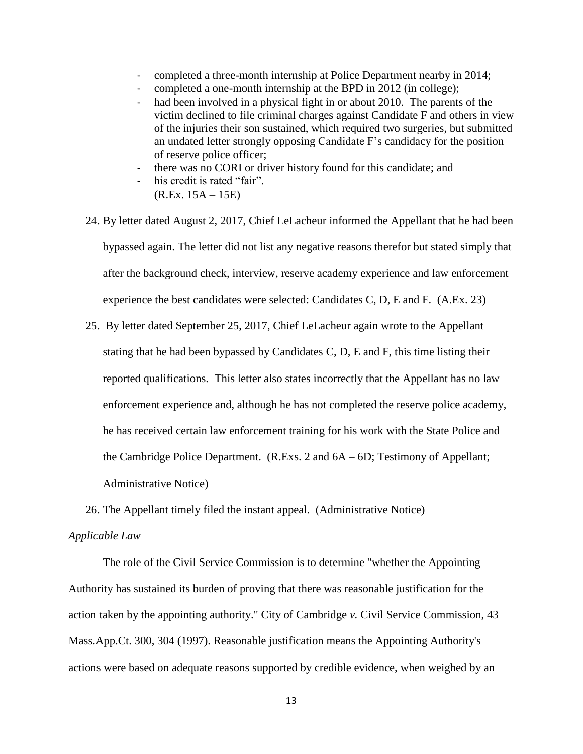- completed a three-month internship at Police Department nearby in 2014;
- completed a one-month internship at the BPD in 2012 (in college);
- had been involved in a physical fight in or about 2010. The parents of the victim declined to file criminal charges against Candidate F and others in view of the injuries their son sustained, which required two surgeries, but submitted an undated letter strongly opposing Candidate F's candidacy for the position of reserve police officer;
- there was no CORI or driver history found for this candidate; and
- his credit is rated "fair".
  (R.Ex. 15A – 15E)

24. By letter dated August 2, 2017, Chief LeLacheur informed the Appellant that he had been bypassed again. The letter did not list any negative reasons therefor but stated simply that after the background check, interview, reserve academy experience and law enforcement experience the best candidates were selected: Candidates C, D, E and F. (A.Ex. 23)

25. By letter dated September 25, 2017, Chief LeLacheur again wrote to the Appellant stating that he had been bypassed by Candidates C, D, E and F, this time listing their reported qualifications. This letter also states incorrectly that the Appellant has no law enforcement experience and, although he has not completed the reserve police academy, he has received certain law enforcement training for his work with the State Police and the Cambridge Police Department. (R.Exs. 2 and 6A – 6D; Testimony of Appellant; Administrative Notice)

26. The Appellant timely filed the instant appeal. (Administrative Notice)

*Applicable Law*

The role of the Civil Service Commission is to determine "whether the Appointing Authority has sustained its burden of proving that there was reasonable justification for the action taken by the appointing authority." City of Cambridge *v.* Civil Service Commission, 43 Mass.App.Ct. 300, 304 (1997). Reasonable justification means the Appointing Authority's actions were based on adequate reasons supported by credible evidence, when weighed by an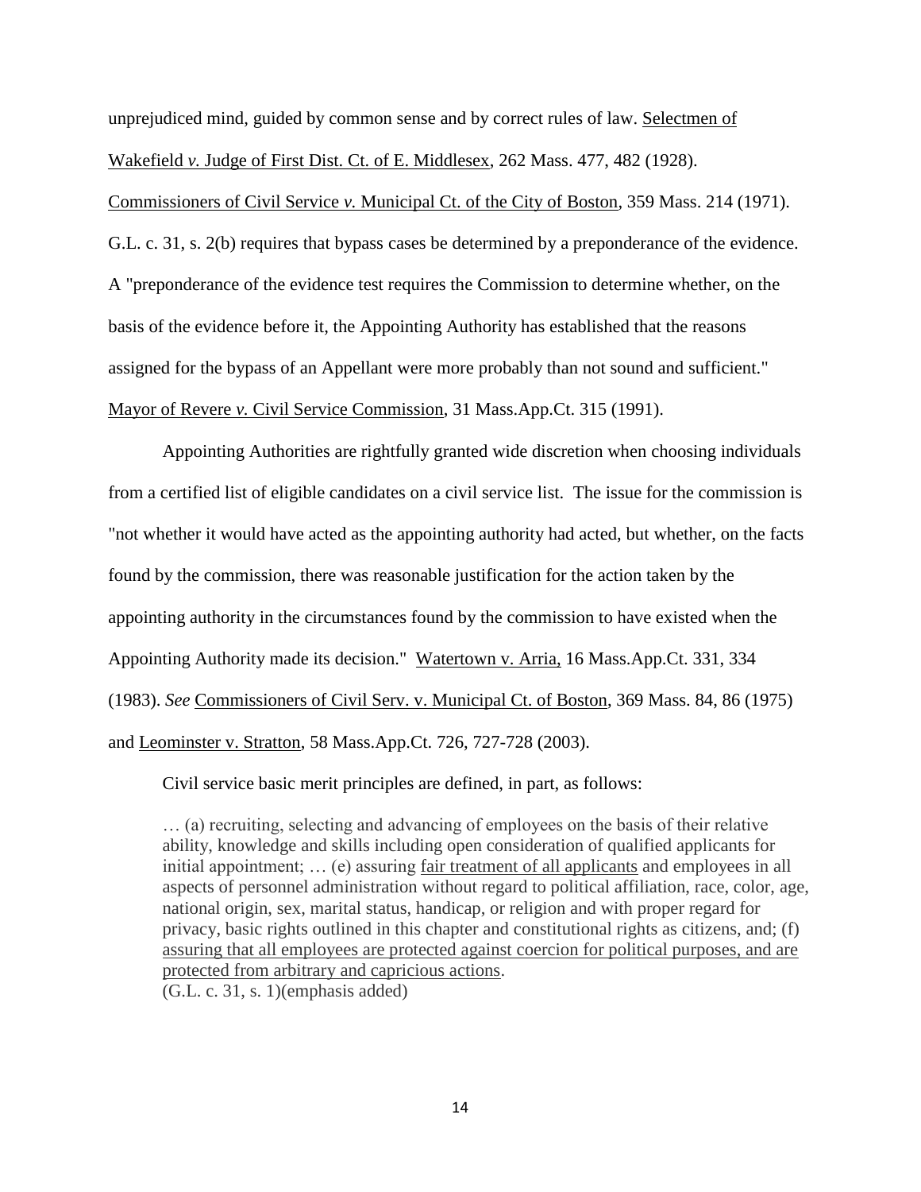unprejudiced mind, guided by common sense and by correct rules of law. Selectmen of Wakefield *v.* Judge of First Dist. Ct. of E. Middlesex, 262 Mass. 477, 482 (1928). Commissioners of Civil Service *v.* Municipal Ct. of the City of Boston, 359 Mass. 214 (1971). G.L. c. 31, s. 2(b) requires that bypass cases be determined by a preponderance of the evidence. A "preponderance of the evidence test requires the Commission to determine whether, on the basis of the evidence before it, the Appointing Authority has established that the reasons assigned for the bypass of an Appellant were more probably than not sound and sufficient." Mayor of Revere *v.* Civil Service Commission, 31 Mass.App.Ct. 315 (1991).

Appointing Authorities are rightfully granted wide discretion when choosing individuals from a certified list of eligible candidates on a civil service list. The issue for the commission is "not whether it would have acted as the appointing authority had acted, but whether, on the facts found by the commission, there was reasonable justification for the action taken by the appointing authority in the circumstances found by the commission to have existed when the Appointing Authority made its decision." Watertown v. Arria, 16 Mass.App.Ct. 331, 334 (1983). *See* Commissioners of Civil Serv. v. Municipal Ct. of Boston, 369 Mass. 84, 86 (1975) and Leominster v. Stratton, 58 Mass.App.Ct. 726, 727-728 (2003).

Civil service basic merit principles are defined, in part, as follows:

> … (a) recruiting, selecting and advancing of employees on the basis of their relative ability, knowledge and skills including open consideration of qualified applicants for initial appointment; … (e) assuring fair treatment of all applicants and employees in all aspects of personnel administration without regard to political affiliation, race, color, age, national origin, sex, marital status, handicap, or religion and with proper regard for privacy, basic rights outlined in this chapter and constitutional rights as citizens, and; (f) assuring that all employees are protected against coercion for political purposes, and are protected from arbitrary and capricious actions.
> (G.L. c. 31, s. 1)(emphasis added)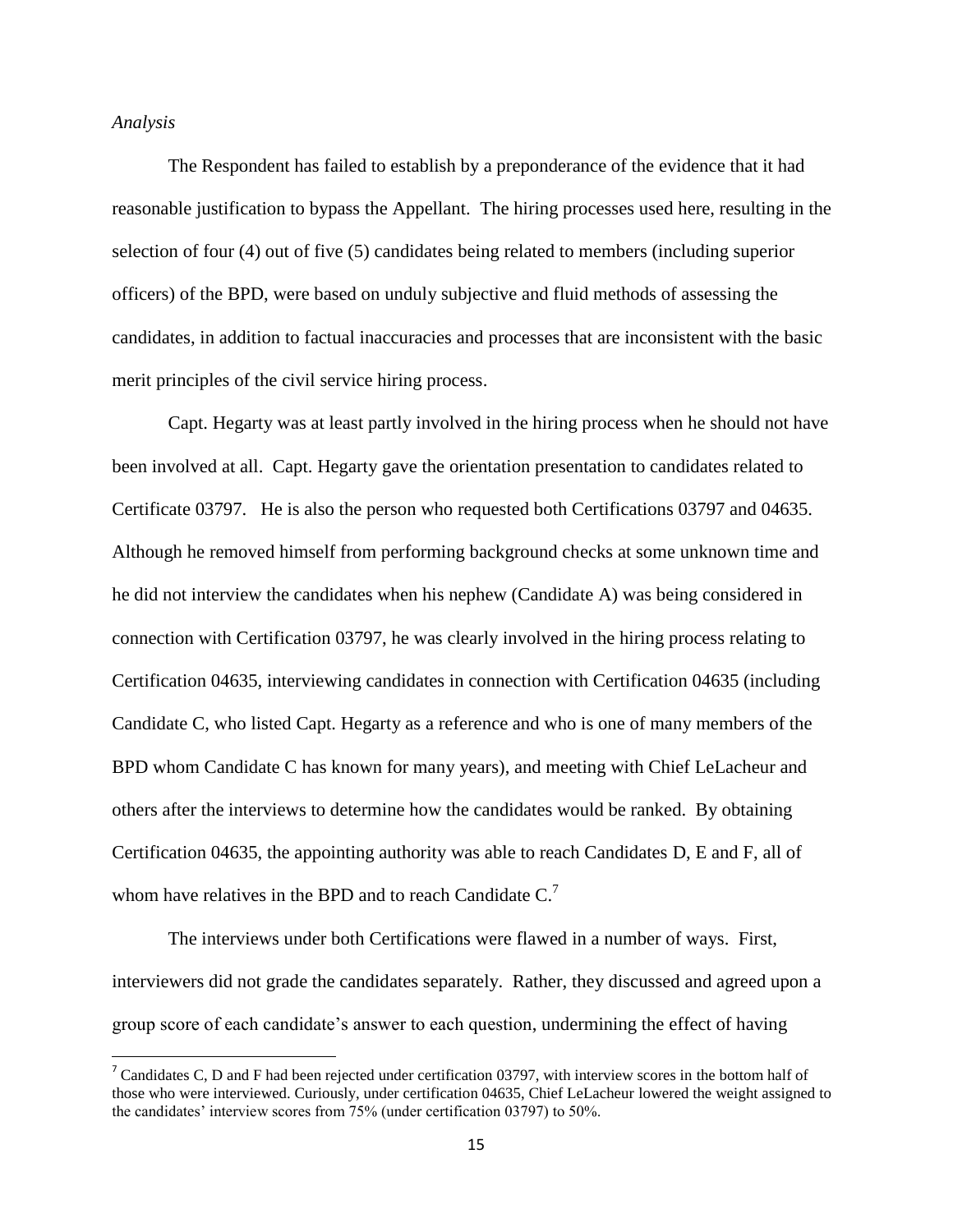*Analysis*

The Respondent has failed to establish by a preponderance of the evidence that it had reasonable justification to bypass the Appellant. The hiring processes used here, resulting in the selection of four (4) out of five (5) candidates being related to members (including superior officers) of the BPD, were based on unduly subjective and fluid methods of assessing the candidates, in addition to factual inaccuracies and processes that are inconsistent with the basic merit principles of the civil service hiring process.

Capt. Hegarty was at least partly involved in the hiring process when he should not have been involved at all. Capt. Hegarty gave the orientation presentation to candidates related to Certificate 03797. He is also the person who requested both Certifications 03797 and 04635. Although he removed himself from performing background checks at some unknown time and he did not interview the candidates when his nephew (Candidate A) was being considered in connection with Certification 03797, he was clearly involved in the hiring process relating to Certification 04635, interviewing candidates in connection with Certification 04635 (including Candidate C, who listed Capt. Hegarty as a reference and who is one of many members of the BPD whom Candidate C has known for many years), and meeting with Chief LeLacheur and others after the interviews to determine how the candidates would be ranked. By obtaining Certification 04635, the appointing authority was able to reach Candidates D, E and F, all of whom have relatives in the BPD and to reach Candidate C.[7]

The interviews under both Certifications were flawed in a number of ways. First, interviewers did not grade the candidates separately. Rather, they discussed and agreed upon a group score of each candidate's answer to each question, undermining the effect of having

[7] Candidates C, D and F had been rejected under certification 03797, with interview scores in the bottom half of those who were interviewed. Curiously, under certification 04635, Chief LeLacheur lowered the weight assigned to the candidates' interview scores from 75% (under certification 03797) to 50%.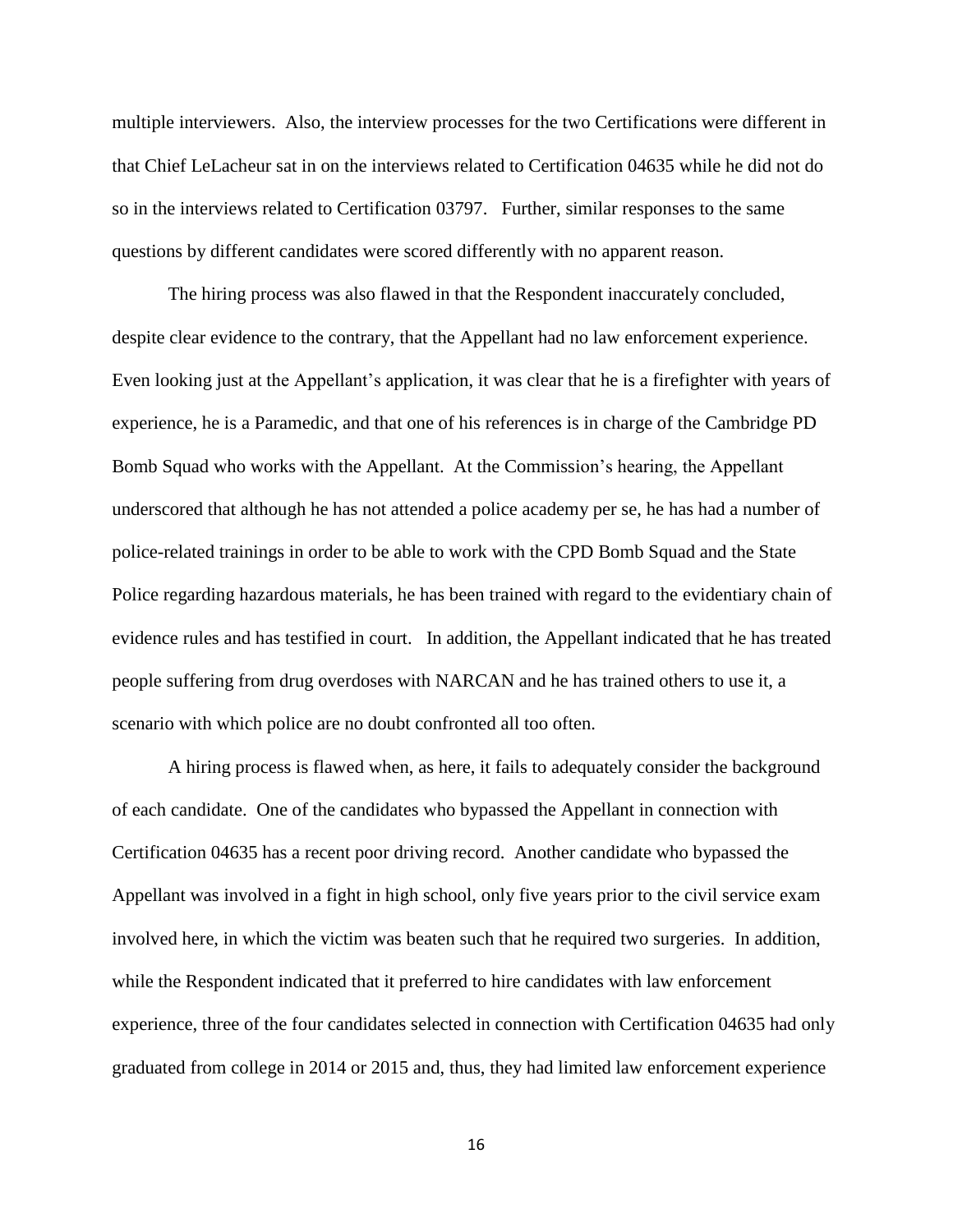multiple interviewers. Also, the interview processes for the two Certifications were different in that Chief LeLacheur sat in on the interviews related to Certification 04635 while he did not do so in the interviews related to Certification 03797. Further, similar responses to the same questions by different candidates were scored differently with no apparent reason.

The hiring process was also flawed in that the Respondent inaccurately concluded, despite clear evidence to the contrary, that the Appellant had no law enforcement experience. Even looking just at the Appellant's application, it was clear that he is a firefighter with years of experience, he is a Paramedic, and that one of his references is in charge of the Cambridge PD Bomb Squad who works with the Appellant. At the Commission's hearing, the Appellant underscored that although he has not attended a police academy per se, he has had a number of police-related trainings in order to be able to work with the CPD Bomb Squad and the State Police regarding hazardous materials, he has been trained with regard to the evidentiary chain of evidence rules and has testified in court. In addition, the Appellant indicated that he has treated people suffering from drug overdoses with NARCAN and he has trained others to use it, a scenario with which police are no doubt confronted all too often.

A hiring process is flawed when, as here, it fails to adequately consider the background of each candidate. One of the candidates who bypassed the Appellant in connection with Certification 04635 has a recent poor driving record. Another candidate who bypassed the Appellant was involved in a fight in high school, only five years prior to the civil service exam involved here, in which the victim was beaten such that he required two surgeries. In addition, while the Respondent indicated that it preferred to hire candidates with law enforcement experience, three of the four candidates selected in connection with Certification 04635 had only graduated from college in 2014 or 2015 and, thus, they had limited law enforcement experience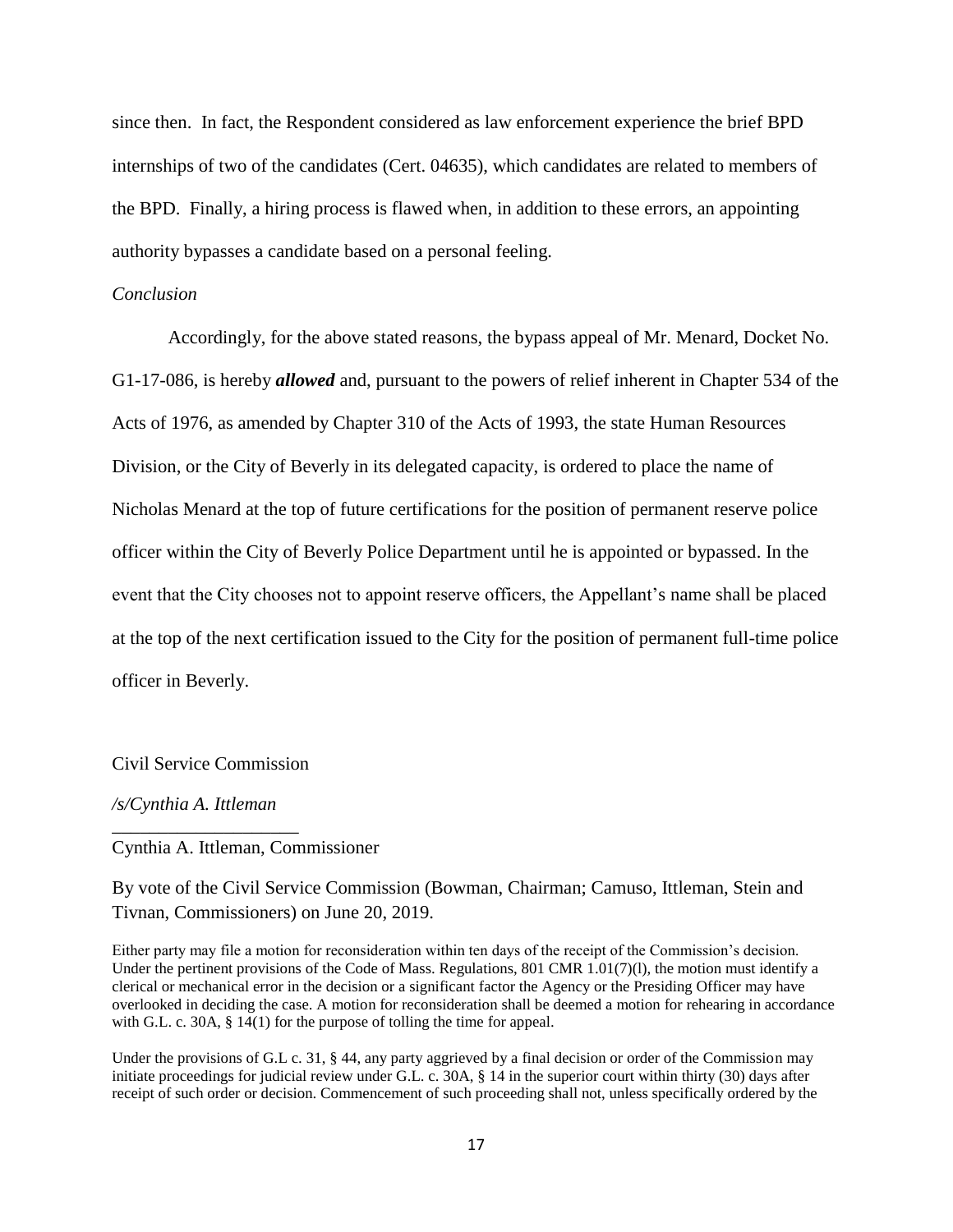since then. In fact, the Respondent considered as law enforcement experience the brief BPD internships of two of the candidates (Cert. 04635), which candidates are related to members of the BPD. Finally, a hiring process is flawed when, in addition to these errors, an appointing authority bypasses a candidate based on a personal feeling.

*Conclusion*

Accordingly, for the above stated reasons, the bypass appeal of Mr. Menard, Docket No. G1-17-086, is hereby ***allowed*** and, pursuant to the powers of relief inherent in Chapter 534 of the Acts of 1976, as amended by Chapter 310 of the Acts of 1993, the state Human Resources Division, or the City of Beverly in its delegated capacity, is ordered to place the name of Nicholas Menard at the top of future certifications for the position of permanent reserve police officer within the City of Beverly Police Department until he is appointed or bypassed. In the event that the City chooses not to appoint reserve officers, the Appellant's name shall be placed at the top of the next certification issued to the City for the position of permanent full-time police officer in Beverly.

Civil Service Commission

*/s/Cynthia A. Ittleman*
\_\_\_\_\_\_\_\_\_\_\_\_\_\_\_\_\_\_\_\_
Cynthia A. Ittleman, Commissioner

By vote of the Civil Service Commission (Bowman, Chairman; Camuso, Ittleman, Stein and Tivnan, Commissioners) on June 20, 2019.

Either party may file a motion for reconsideration within ten days of the receipt of the Commission's decision. Under the pertinent provisions of the Code of Mass. Regulations, 801 CMR 1.01(7)(l), the motion must identify a clerical or mechanical error in the decision or a significant factor the Agency or the Presiding Officer may have overlooked in deciding the case. A motion for reconsideration shall be deemed a motion for rehearing in accordance with G.L. c. 30A, § 14(1) for the purpose of tolling the time for appeal.

Under the provisions of G.L c. 31, § 44, any party aggrieved by a final decision or order of the Commission may initiate proceedings for judicial review under G.L. c. 30A, § 14 in the superior court within thirty (30) days after receipt of such order or decision. Commencement of such proceeding shall not, unless specifically ordered by the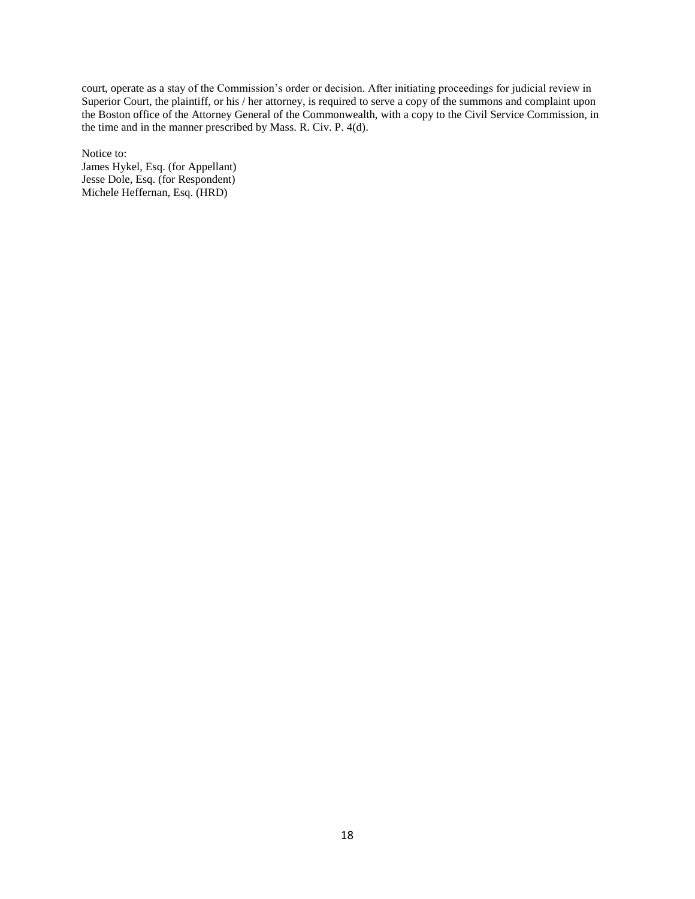court, operate as a stay of the Commission's order or decision. After initiating proceedings for judicial review in Superior Court, the plaintiff, or his / her attorney, is required to serve a copy of the summons and complaint upon the Boston office of the Attorney General of the Commonwealth, with a copy to the Civil Service Commission, in the time and in the manner prescribed by Mass. R. Civ. P. 4(d).

Notice to:
James Hykel, Esq. (for Appellant)
Jesse Dole, Esq. (for Respondent)
Michele Heffernan, Esq. (HRD)